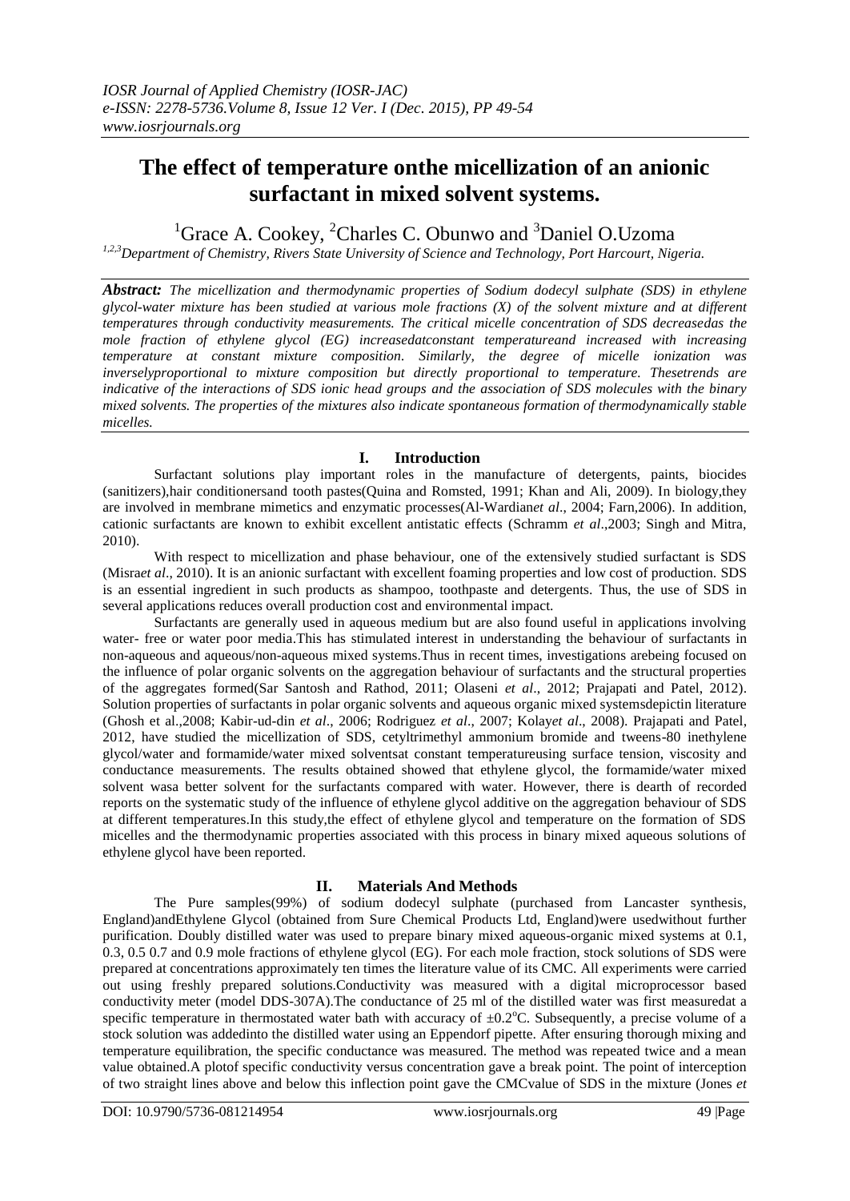# The effect of temperature onthe micellization of an anionic surfactant in mixed solvent systems.

[1]Grace A. Cookey, [2]Charles C. Obunwo and [3]Daniel O.Uzoma

*[1,2,3]Department of Chemistry, Rivers State University of Science and Technology, Port Harcourt, Nigeria.*

***Abstract:*** *The micellization and thermodynamic properties of Sodium dodecyl sulphate (SDS) in ethylene glycol-water mixture has been studied at various mole fractions (X) of the solvent mixture and at different temperatures through conductivity measurements. The critical micelle concentration of SDS decreasedas the mole fraction of ethylene glycol (EG) increasedatconstant temperatureand increased with increasing temperature at constant mixture composition. Similarly, the degree of micelle ionization was inverselyproportional to mixture composition but directly proportional to temperature. Thesetrends are indicative of the interactions of SDS ionic head groups and the association of SDS molecules with the binary mixed solvents. The properties of the mixtures also indicate spontaneous formation of thermodynamically stable micelles.*

## I. Introduction

Surfactant solutions play important roles in the manufacture of detergents, paints, biocides (sanitizers),hair conditionersand tooth pastes(Quina and Romsted, 1991; Khan and Ali, 2009). In biology,they are involved in membrane mimetics and enzymatic processes(Al-Wardian*et al*., 2004; Farn,2006). In addition, cationic surfactants are known to exhibit excellent antistatic effects (Schramm *et al*.,2003; Singh and Mitra, 2010).

With respect to micellization and phase behaviour, one of the extensively studied surfactant is SDS (Misra*et al*., 2010). It is an anionic surfactant with excellent foaming properties and low cost of production. SDS is an essential ingredient in such products as shampoo, toothpaste and detergents. Thus, the use of SDS in several applications reduces overall production cost and environmental impact.

Surfactants are generally used in aqueous medium but are also found useful in applications involving water- free or water poor media.This has stimulated interest in understanding the behaviour of surfactants in non-aqueous and aqueous/non-aqueous mixed systems.Thus in recent times, investigations arebeing focused on the influence of polar organic solvents on the aggregation behaviour of surfactants and the structural properties of the aggregates formed(Sar Santosh and Rathod, 2011; Olaseni *et al*., 2012; Prajapati and Patel, 2012). Solution properties of surfactants in polar organic solvents and aqueous organic mixed systemsdepictin literature (Ghosh et al.,2008; Kabir-ud-din *et al*., 2006; Rodriguez *et al*., 2007; Kolay*et al*., 2008). Prajapati and Patel, 2012, have studied the micellization of SDS, cetyltrimethyl ammonium bromide and tweens-80 inethylene glycol/water and formamide/water mixed solventsat constant temperatureusing surface tension, viscosity and conductance measurements. The results obtained showed that ethylene glycol, the formamide/water mixed solvent wasa better solvent for the surfactants compared with water. However, there is dearth of recorded reports on the systematic study of the influence of ethylene glycol additive on the aggregation behaviour of SDS at different temperatures.In this study,the effect of ethylene glycol and temperature on the formation of SDS micelles and the thermodynamic properties associated with this process in binary mixed aqueous solutions of ethylene glycol have been reported.

## II. Materials And Methods

The Pure samples(99%) of sodium dodecyl sulphate (purchased from Lancaster synthesis, England)andEthylene Glycol (obtained from Sure Chemical Products Ltd, England)were usedwithout further purification. Doubly distilled water was used to prepare binary mixed aqueous-organic mixed systems at 0.1, 0.3, 0.5 0.7 and 0.9 mole fractions of ethylene glycol (EG). For each mole fraction, stock solutions of SDS were prepared at concentrations approximately ten times the literature value of its CMC. All experiments were carried out using freshly prepared solutions.Conductivity was measured with a digital microprocessor based conductivity meter (model DDS-307A).The conductance of 25 ml of the distilled water was first measuredat a specific temperature in thermostated water bath with accuracy of $\pm 0.2^{o}C$. Subsequently, a precise volume of a stock solution was addedinto the distilled water using an Eppendorf pipette. After ensuring thorough mixing and temperature equilibration, the specific conductance was measured. The method was repeated twice and a mean value obtained.A plotof specific conductivity versus concentration gave a break point. The point of interception of two straight lines above and below this inflection point gave the CMCvalue of SDS in the mixture (Jones *et*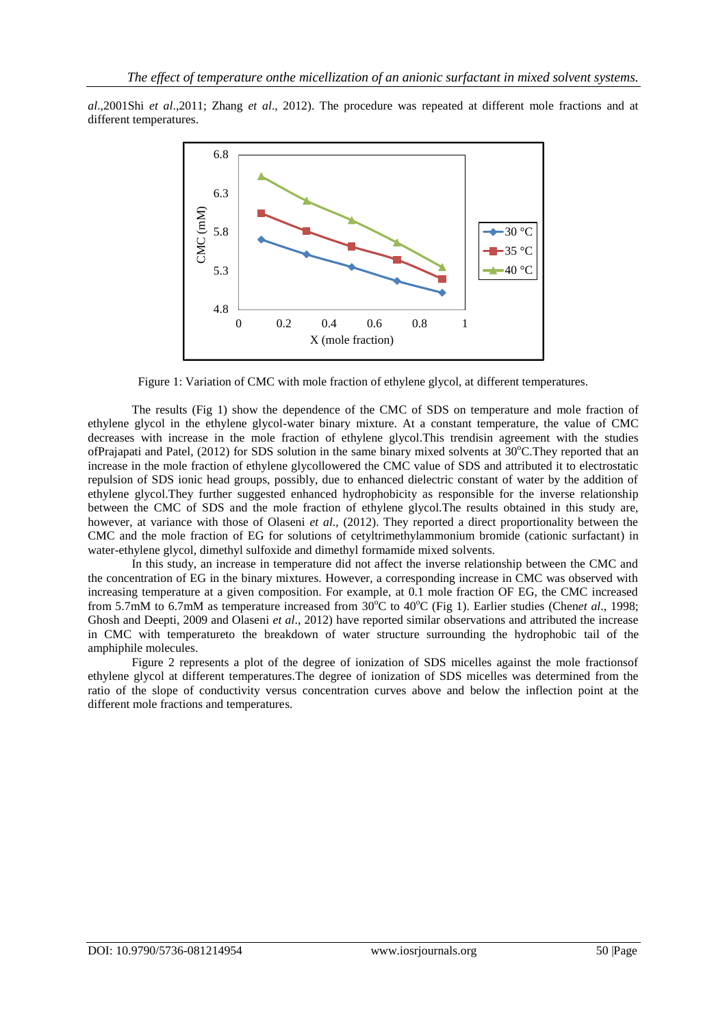*al*.,2001Shi *et al*.,2011; Zhang *et al*., 2012). The procedure was repeated at different mole fractions and at different temperatures.

Figure 1: Variation of CMC with mole fraction of ethylene glycol, at different temperatures.

The results (Fig 1) show the dependence of the CMC of SDS on temperature and mole fraction of ethylene glycol in the ethylene glycol-water binary mixture. At a constant temperature, the value of CMC decreases with increase in the mole fraction of ethylene glycol.This trendisin agreement with the studies ofPrajapati and Patel, (2012) for SDS solution in the same binary mixed solvents at 30°C.They reported that an increase in the mole fraction of ethylene glycollowered the CMC value of SDS and attributed it to electrostatic repulsion of SDS ionic head groups, possibly, due to enhanced dielectric constant of water by the addition of ethylene glycol.They further suggested enhanced hydrophobicity as responsible for the inverse relationship between the CMC of SDS and the mole fraction of ethylene glycol.The results obtained in this study are, however, at variance with those of Olaseni *et al.*, (2012). They reported a direct proportionality between the CMC and the mole fraction of EG for solutions of cetyltrimethylammonium bromide (cationic surfactant) in water-ethylene glycol, dimethyl sulfoxide and dimethyl formamide mixed solvents.

In this study, an increase in temperature did not affect the inverse relationship between the CMC and the concentration of EG in the binary mixtures. However, a corresponding increase in CMC was observed with increasing temperature at a given composition. For example, at 0.1 mole fraction OF EG, the CMC increased from 5.7mM to 6.7mM as temperature increased from 30°C to 40°C (Fig 1). Earlier studies (Chen*et al*., 1998; Ghosh and Deepti, 2009 and Olaseni *et al*., 2012) have reported similar observations and attributed the increase in CMC with temperatureto the breakdown of water structure surrounding the hydrophobic tail of the amphiphile molecules.

Figure 2 represents a plot of the degree of ionization of SDS micelles against the mole fractionsof ethylene glycol at different temperatures.The degree of ionization of SDS micelles was determined from the ratio of the slope of conductivity versus concentration curves above and below the inflection point at the different mole fractions and temperatures.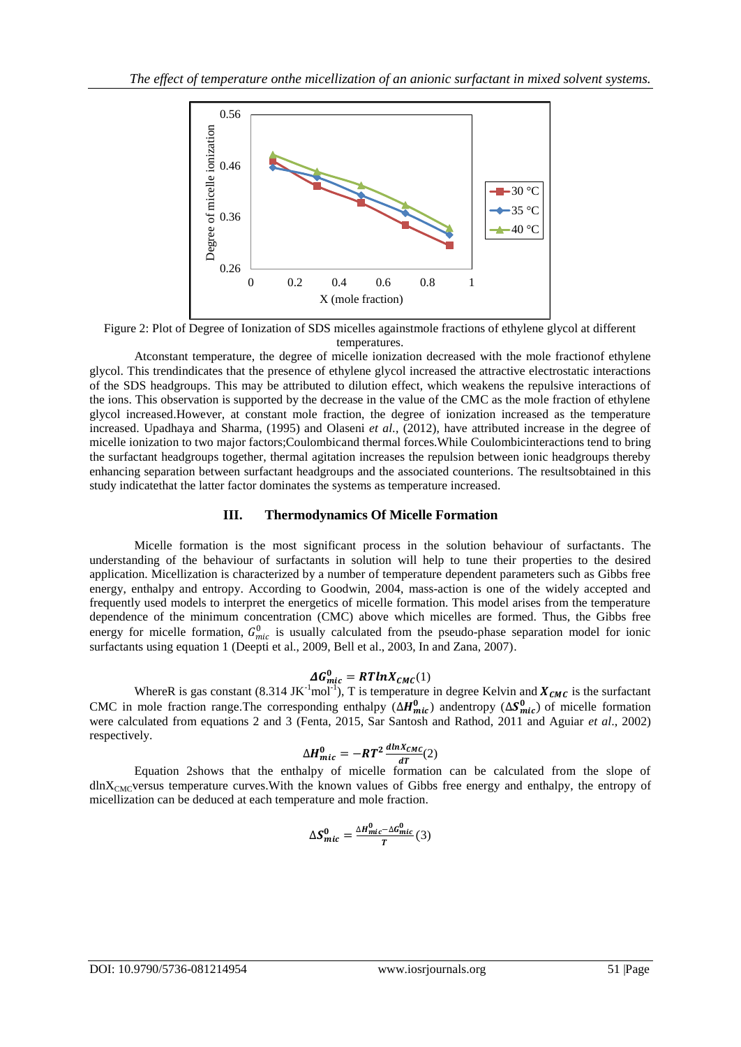Figure 2: Plot of Degree of Ionization of SDS micelles againstmole fractions of ethylene glycol at different temperatures.

Atconstant temperature, the degree of micelle ionization decreased with the mole fractionof ethylene glycol. This trendindicates that the presence of ethylene glycol increased the attractive electrostatic interactions of the SDS headgroups. This may be attributed to dilution effect, which weakens the repulsive interactions of the ions. This observation is supported by the decrease in the value of the CMC as the mole fraction of ethylene glycol increased.However, at constant mole fraction, the degree of ionization increased as the temperature increased. Upadhaya and Sharma, (1995) and Olaseni *et al.*, (2012), have attributed increase in the degree of micelle ionization to two major factors;Coulombicand thermal forces.While Coulombicinteractions tend to bring the surfactant headgroups together, thermal agitation increases the repulsion between ionic headgroups thereby enhancing separation between surfactant headgroups and the associated counterions. The resultsobtained in this study indicatethat the latter factor dominates the systems as temperature increased.

## III. Thermodynamics Of Micelle Formation

Micelle formation is the most significant process in the solution behaviour of surfactants. The understanding of the behaviour of surfactants in solution will help to tune their properties to the desired application. Micellization is characterized by a number of temperature dependent parameters such as Gibbs free energy, enthalpy and entropy. According to Goodwin, 2004, mass-action is one of the widely accepted and frequently used models to interpret the energetics of micelle formation. This model arises from the temperature dependence of the minimum concentration (CMC) above which micelles are formed. Thus, the Gibbs free energy for micelle formation, $G^0_{mic}$ is usually calculated from the pseudo-phase separation model for ionic surfactants using equation 1 (Deepti et al., 2009, Bell et al., 2003, In and Zana, 2007).

$$\Delta G^0_{mic} = RT\ln X_{CMC} \quad (1)$$

WhereR is gas constant (8.314 $JK^{-1}mol^{-1}$), T is temperature in degree Kelvin and $X_{CMC}$ is the surfactant CMC in mole fraction range.The corresponding enthalpy ($\Delta H^0_{mic}$) andentropy ($\Delta S^0_{mic}$) of micelle formation were calculated from equations 2 and 3 (Fenta, 2015, Sar Santosh and Rathod, 2011 and Aguiar *et al*., 2002) respectively.

$$\Delta H^0_{mic} = -RT^2 \frac{d\ln X_{CMC}}{dT} \quad (2)$$

Equation 2shows that the enthalpy of micelle formation can be calculated from the slope of $d\ln X_{CMC}$versus temperature curves.With the known values of Gibbs free energy and enthalpy, the entropy of micellization can be deduced at each temperature and mole fraction.

$$\Delta S^0_{mic} = \frac{\Delta H^0_{mic} - \Delta G^0_{mic}}{T} \quad (3)$$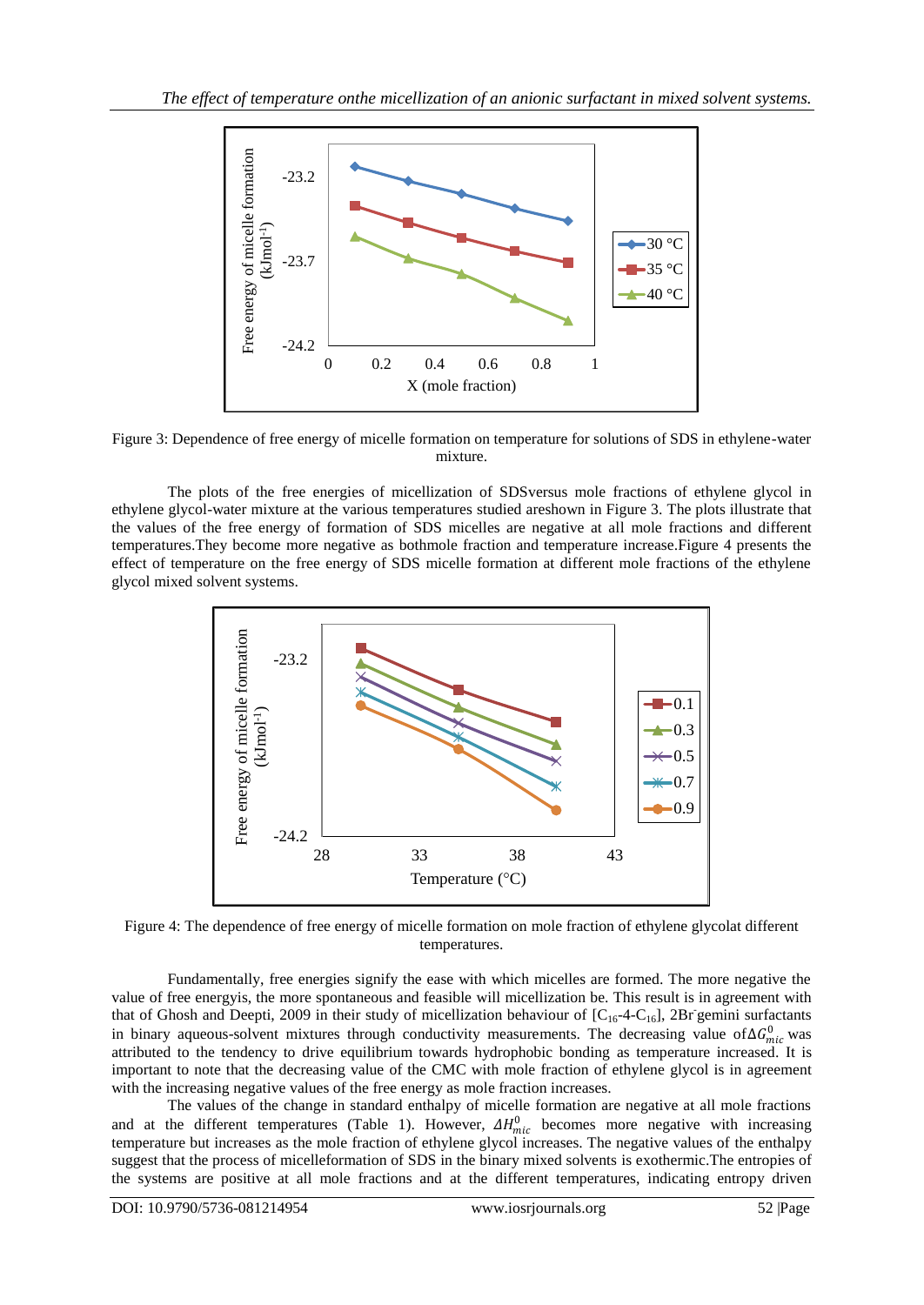Figure 3: Dependence of free energy of micelle formation on temperature for solutions of SDS in ethylene-water mixture.

The plots of the free energies of micellization of SDSversus mole fractions of ethylene glycol in ethylene glycol-water mixture at the various temperatures studied areshown in Figure 3. The plots illustrate that the values of the free energy of formation of SDS micelles are negative at all mole fractions and different temperatures.They become more negative as bothmole fraction and temperature increase.Figure 4 presents the effect of temperature on the free energy of SDS micelle formation at different mole fractions of the ethylene glycol mixed solvent systems.

Figure 4: The dependence of free energy of micelle formation on mole fraction of ethylene glycolat different temperatures.

Fundamentally, free energies signify the ease with which micelles are formed. The more negative the value of free energyis, the more spontaneous and feasible will micellization be. This result is in agreement with that of Ghosh and Deepti, 2009 in their study of micellization behaviour of [$C_{16}$-4-$C_{16}$], 2Br$^-$gemini surfactants in binary aqueous-solvent mixtures through conductivity measurements. The decreasing value of$\Delta G^0_{mic}$ was attributed to the tendency to drive equilibrium towards hydrophobic bonding as temperature increased. It is important to note that the decreasing value of the CMC with mole fraction of ethylene glycol is in agreement with the increasing negative values of the free energy as mole fraction increases.

The values of the change in standard enthalpy of micelle formation are negative at all mole fractions and at the different temperatures (Table 1). However, $\Delta H^0_{mic}$ becomes more negative with increasing temperature but increases as the mole fraction of ethylene glycol increases. The negative values of the enthalpy suggest that the process of micelleformation of SDS in the binary mixed solvents is exothermic.The entropies of the systems are positive at all mole fractions and at the different temperatures, indicating entropy driven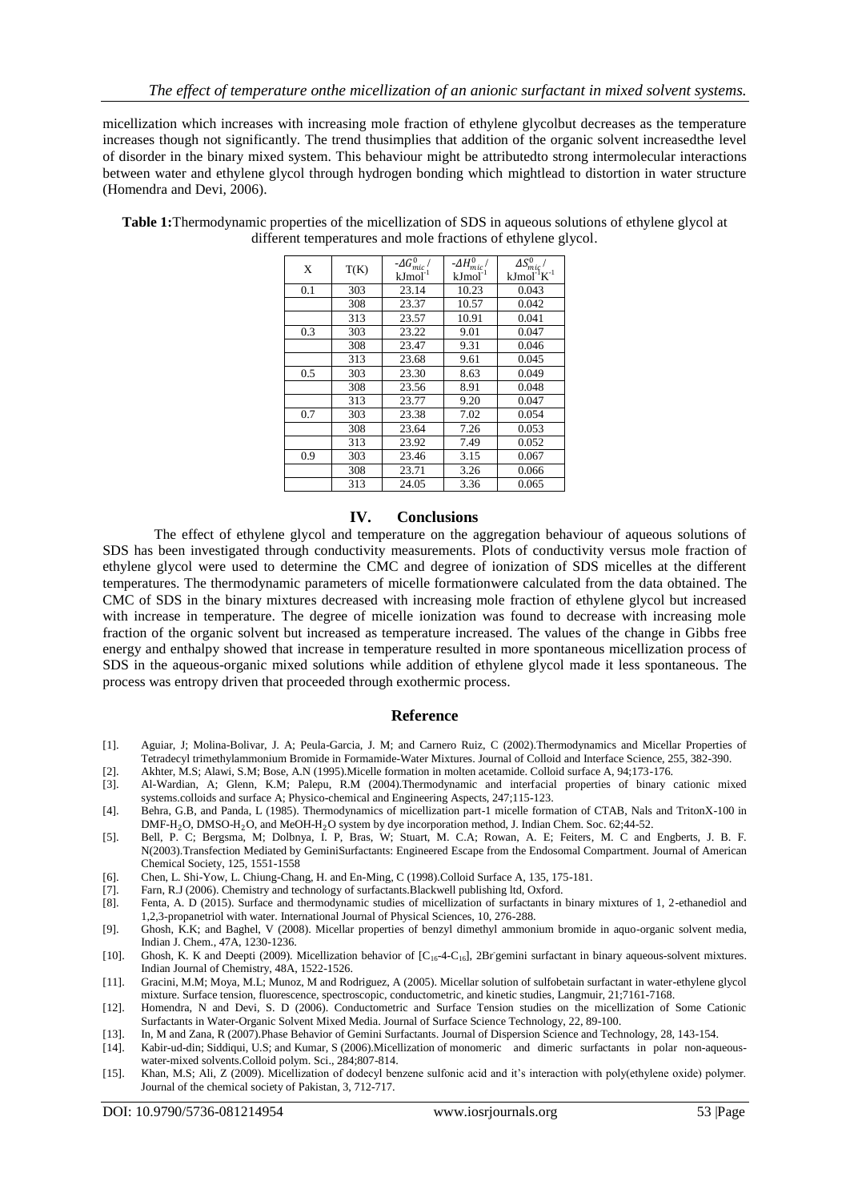micellization which increases with increasing mole fraction of ethylene glycolbut decreases as the temperature increases though not significantly. The trend thusimplies that addition of the organic solvent increasedthe level of disorder in the binary mixed system. This behaviour might be attributedto strong intermolecular interactions between water and ethylene glycol through hydrogen bonding which mightlead to distortion in water structure (Homendra and Devi, 2006).

**Table 1:**Thermodynamic properties of the micellization of SDS in aqueous solutions of ethylene glycol at different temperatures and mole fractions of ethylene glycol.

| X | T(K) | $-\Delta G^0_{mic}$ / $kJmol^{-1}$ | $-\Delta H^0_{mic}$ / $kJmol^{-1}$ | $\Delta S^0_{mic}$ / $kJmol^{-1}K^{-1}$ |
|---|---|---|---|---|
| 0.1 | 303 | 23.14 | 10.23 | 0.043 |
| | 308 | 23.37 | 10.57 | 0.042 |
| | 313 | 23.57 | 10.91 | 0.041 |
| 0.3 | 303 | 23.22 | 9.01 | 0.047 |
| | 308 | 23.47 | 9.31 | 0.046 |
| | 313 | 23.68 | 9.61 | 0.045 |
| 0.5 | 303 | 23.30 | 8.63 | 0.049 |
| | 308 | 23.56 | 8.91 | 0.048 |
| | 313 | 23.77 | 9.20 | 0.047 |
| 0.7 | 303 | 23.38 | 7.02 | 0.054 |
| | 308 | 23.64 | 7.26 | 0.053 |
| | 313 | 23.92 | 7.49 | 0.052 |
| 0.9 | 303 | 23.46 | 3.15 | 0.067 |
| | 308 | 23.71 | 3.26 | 0.066 |
| | 313 | 24.05 | 3.36 | 0.065 |

## IV. Conclusions

The effect of ethylene glycol and temperature on the aggregation behaviour of aqueous solutions of SDS has been investigated through conductivity measurements. Plots of conductivity versus mole fraction of ethylene glycol were used to determine the CMC and degree of ionization of SDS micelles at the different temperatures. The thermodynamic parameters of micelle formationwere calculated from the data obtained. The CMC of SDS in the binary mixtures decreased with increasing mole fraction of ethylene glycol but increased with increase in temperature. The degree of micelle ionization was found to decrease with increasing mole fraction of the organic solvent but increased as temperature increased. The values of the change in Gibbs free energy and enthalpy showed that increase in temperature resulted in more spontaneous micellization process of SDS in the aqueous-organic mixed solutions while addition of ethylene glycol made it less spontaneous. The process was entropy driven that proceeded through exothermic process.

## Reference

[1]. Aguiar, J; Molina-Bolivar, J. A; Peula-Garcia, J. M; and Carnero Ruiz, C (2002).Thermodynamics and Micellar Properties of Tetradecyl trimethylammonium Bromide in Formamide-Water Mixtures. Journal of Colloid and Interface Science, 255, 382-390.

[2]. Akhter, M.S; Alawi, S.M; Bose, A.N (1995).Micelle formation in molten acetamide. Colloid surface A, 94;173-176.

[3]. Al-Wardian, A; Glenn, K.M; Palepu, R.M (2004).Thermodynamic and interfacial properties of binary cationic mixed systems.colloids and surface A; Physico-chemical and Engineering Aspects, 247;115-123.

[4]. Behra, G.B, and Panda, L (1985). Thermodynamics of micellization part-1 micelle formation of CTAB, Nals and TritonX-100 in DMF-$H_2O$, DMSO-$H_2O$, and MeOH-$H_2O$ system by dye incorporation method, J. Indian Chem. Soc. 62;44-52.

[5]. Bell, P. C; Bergsma, M; Dolbnya, I. P, Bras, W; Stuart, M. C.A; Rowan, A. E; Feiters, M. C and Engberts, J. B. F. N(2003).Transfection Mediated by GeminiSurfactants: Engineered Escape from the Endosomal Compartment. Journal of American Chemical Society, 125, 1551-1558

[6]. Chen, L. Shi-Yow, L. Chiung-Chang, H. and En-Ming, C (1998).Colloid Surface A, 135, 175-181.

[7]. Farn, R.J (2006). Chemistry and technology of surfactants.Blackwell publishing ltd, Oxford.

[8]. Fenta, A. D (2015). Surface and thermodynamic studies of micellization of surfactants in binary mixtures of 1, 2-ethanediol and 1,2,3-propanetriol with water. International Journal of Physical Sciences, 10, 276-288.

[9]. Ghosh, K.K; and Baghel, V (2008). Micellar properties of benzyl dimethyl ammonium bromide in aquo-organic solvent media, Indian J. Chem., 47A, 1230-1236.

[10]. Ghosh, K. K and Deepti (2009). Micellization behavior of [$C_{16}$-4-$C_{16}$], $2Br^-$gemini surfactant in binary aqueous-solvent mixtures. Indian Journal of Chemistry, 48A, 1522-1526.

[11]. Gracini, M.M; Moya, M.L; Munoz, M and Rodriguez, A (2005). Micellar solution of sulfobetain surfactant in water-ethylene glycol mixture. Surface tension, fluorescence, spectroscopic, conductometric, and kinetic studies, Langmuir, 21;7161-7168.

[12]. Homendra, N and Devi, S. D (2006). Conductometric and Surface Tension studies on the micellization of Some Cationic Surfactants in Water-Organic Solvent Mixed Media. Journal of Surface Science Technology, 22, 89-100.

[13]. In, M and Zana, R (2007).Phase Behavior of Gemini Surfactants. Journal of Dispersion Science and Technology, 28, 143-154.

[14]. Kabir-ud-din; Siddiqui, U.S; and Kumar, S (2006).Micellization of monomeric and dimeric surfactants in polar non-aqueous-water-mixed solvents.Colloid polym. Sci., 284;807-814.

[15]. Khan, M.S; Ali, Z (2009). Micellization of dodecyl benzene sulfonic acid and it's interaction with poly(ethylene oxide) polymer. Journal of the chemical society of Pakistan, 3, 712-717.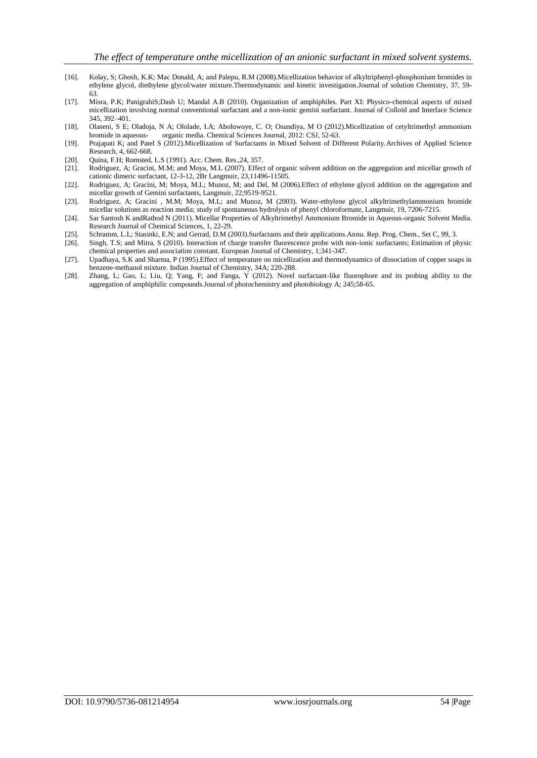[16]. Kolay, S; Ghosh, K.K; Mac Donald, A; and Palepu, R.M (2008).Micellization behavior of alkyltriphenyl-phosphonium bromides in ethylene glycol, diethylene glycol/water mixture.Thermodynamic and kinetic investigation.Journal of solution Chemistry, 37, 59-63.

[17]. Misra, P.K; PanigrahiS;Dash U; Mandal A.B (2010). Organization of amphiphiles. Part XI: Physico-chemical aspects of mixed micellization involving normal conventional surfactant and a non-ionic gemini surfactant. Journal of Colloid and Interface Science 345, 392–401.

[18]. Olaseni, S E; Oladoja, N A; Ololade, I.A; Aboluwoye, C. O; Osundiya, M O (2012).Micellization of cetyltrimethyl ammonium bromide in aqueous- organic media. Chemical Sciences Journal, 2012: CSJ, 52-63.

[19]. Prajapati K; and Patel S (2012).Micellization of Surfactants in Mixed Solvent of Different Polarity.Archives of Applied Science Research, 4, 662-668.

[20]. Quina, F.H; Romsted, L.S (1991). Acc. Chem. Res.,24, 357.

[21]. Rodriguez, A; Gracini, M.M; and Moya, M.L (2007). Effect of organic solvent addition on the aggregation and micellar growth of cationic dimeric surfactant, 12-3-12, 2Br Langmuir, 23,11496-11505.

[22]. Rodriguez, A; Gracini, M; Moya, M.L; Munoz, M; and Del, M (2006).Effect of ethylene glycol addition on the aggregation and micellar growth of Gemini surfactants, Langmuir, 22;9519-9521.

[23]. Rodriguez, A; Gracini , M.M; Moya, M.L; and Munoz, M (2003). Water-ethylene glycol alkyltrimethylammonium bromide micellar solutions as reaction media; study of spontaneous hydrolysis of phenyl chloroformate, Langmuir, 19, 7206-7215.

[24]. Sar Santosh K andRathod N (2011). Micellar Properties of Alkyltrimethyl Ammonium Bromide in Aqueous-organic Solvent Media. Research Journal of Chemical Sciences, 1, 22-29.

[25]. Schramm, L.L; Stasinki, E.N; and Gerrad, D.M (2003).Surfactants and their applications.Annu. Rep. Prog. Chem., Set C, 99, 3.

[26]. Singh, T.S; and Mitra, S (2010). Interaction of charge transfer fluorescence probe with non-ionic surfactants; Estimation of physic chemical properties and association constant. European Journal of Chemistry, 1;341-347.

[27]. Upadhaya, S.K and Sharma, P (1995).Effect of temperature on micellization and thermodynamics of dissociation of copper soaps in benzene-methanol mixture. Indian Journal of Chemistry, 34A; 220-288.

[28]. Zhang, L; Gao, L; Liu, Q; Yang, F; and Fanga, Y (2012). Novel surfactant-like fluorophore and its probing ability to the aggregation of amphiphilic compounds.Journal of photochemistry and photobiology A; 245;58-65.